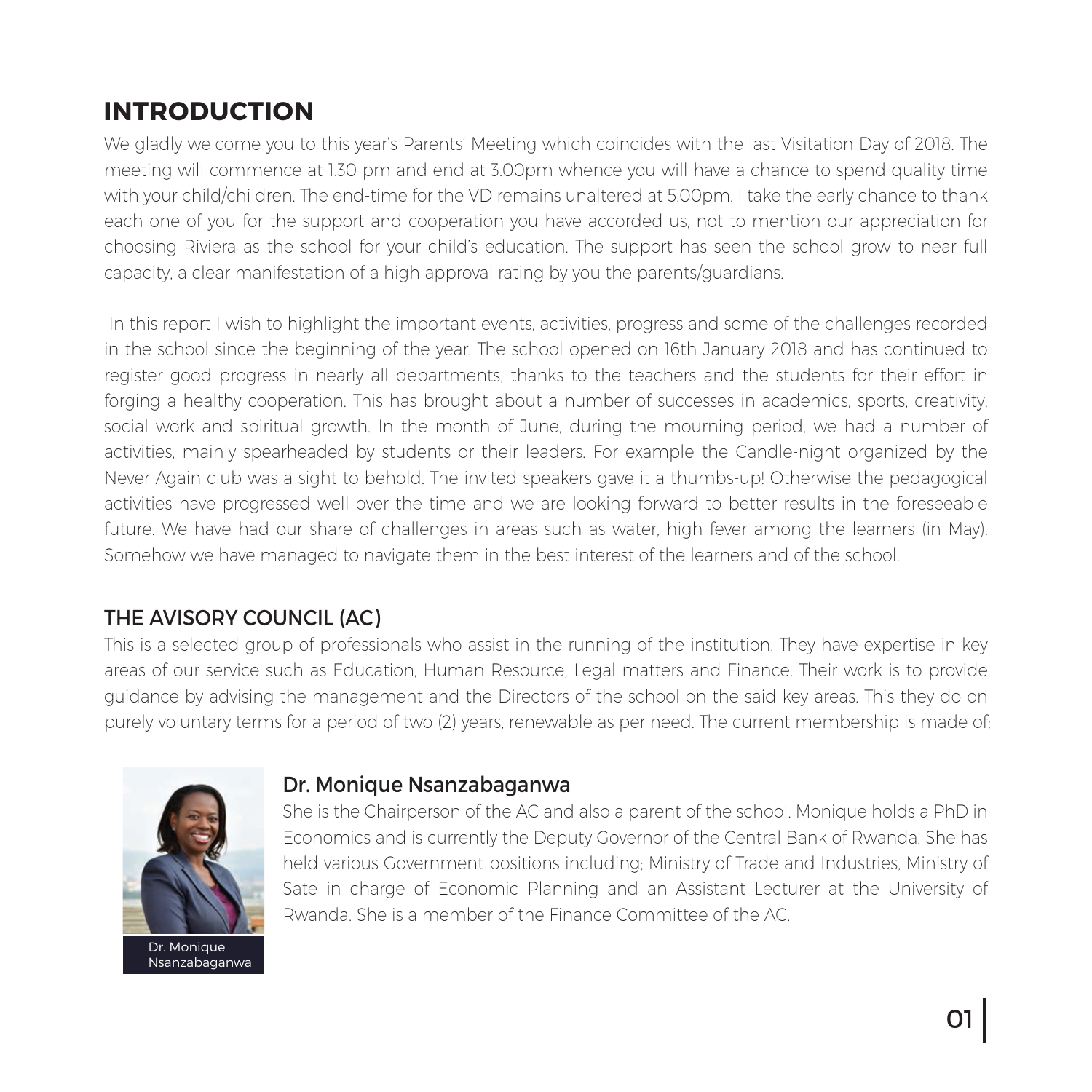# INTRODUCTION

We gladly welcome you to this year's Parents' Meeting which coincides with the last Visitation Day of 2018. The meeting will commence at 1.30 pm and end at 3.00pm whence you will have a chance to spend quality time with your child/children. The end-time for the VD remains unaltered at 5.00pm. I take the early chance to thank each one of you for the support and cooperation you have accorded us, not to mention our appreciation for choosing Riviera as the school for your child's education. The support has seen the school grow to near full capacity, a clear manifestation of a high approval rating by you the parents/guardians.

In this report I wish to highlight the important events, activities, progress and some of the challenges recorded in the school since the beginning of the year. The school opened on 16th January 2018 and has continued to register good progress in nearly all departments, thanks to the teachers and the students for their effort in forging a healthy cooperation. This has brought about a number of successes in academics, sports, creativity, social work and spiritual growth. In the month of June, during the mourning period, we had a number of activities, mainly spearheaded by students or their leaders. For example the Candle-night organized by the Never Again club was a sight to behold. The invited speakers gave it a thumbs-up! Otherwise the pedagogical activities have progressed well over the time and we are looking forward to better results in the foreseeable future. We have had our share of challenges in areas such as water, high fever among the learners (in May). Somehow we have managed to navigate them in the best interest of the learners and of the school.

## THE AVISORY COUNCIL (AC)

This is a selected group of professionals who assist in the running of the institution. They have expertise in key areas of our service such as Education, Human Resource, Legal matters and Finance. Their work is to provide guidance by advising the management and the Directors of the school on the said key areas. This they do on purely voluntary terms for a period of two (2) years, renewable as per need. The current membership is made of;

### Dr. Monique Nsanzabaganwa

She is the Chairperson of the AC and also a parent of the school. Monique holds a PhD in Economics and is currently the Deputy Governor of the Central Bank of Rwanda. She has held various Government positions including; Ministry of Trade and Industries, Ministry of Sate in charge of Economic Planning and an Assistant Lecturer at the University of Rwanda. She is a member of the Finance Committee of the AC.

Dr. Monique Nsanzabaganwa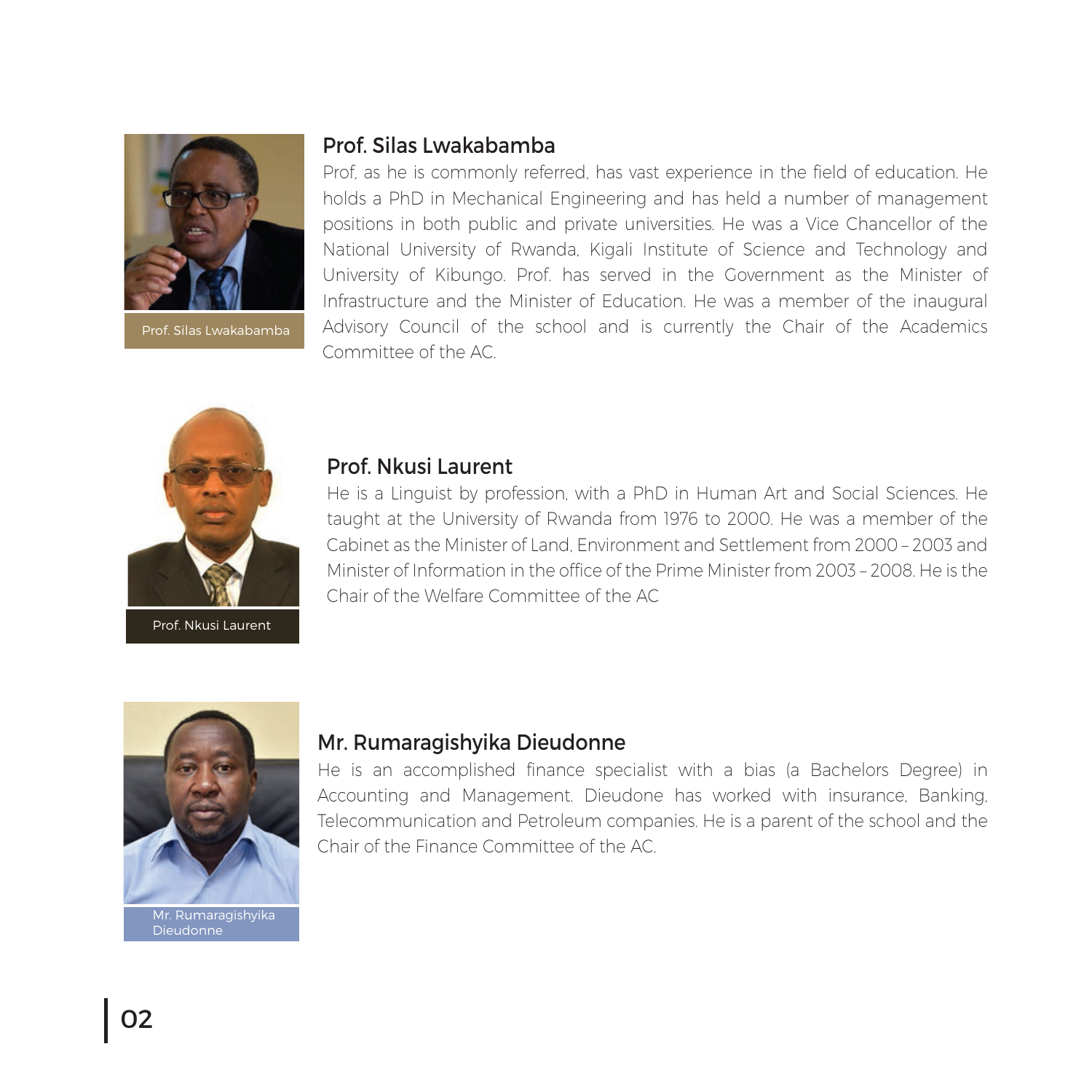Prof. Silas Lwakabamba

## Prof. Silas Lwakabamba

Prof, as he is commonly referred, has vast experience in the field of education. He holds a PhD in Mechanical Engineering and has held a number of management positions in both public and private universities. He was a Vice Chancellor of the National University of Rwanda, Kigali Institute of Science and Technology and University of Kibungo. Prof. has served in the Government as the Minister of Infrastructure and the Minister of Education. He was a member of the inaugural Advisory Council of the school and is currently the Chair of the Academics Committee of the AC.

Prof. Nkusi Laurent

## Prof. Nkusi Laurent

He is a Linguist by profession, with a PhD in Human Art and Social Sciences. He taught at the University of Rwanda from 1976 to 2000. He was a member of the Cabinet as the Minister of Land, Environment and Settlement from 2000 – 2003 and Minister of Information in the office of the Prime Minister from 2003 – 2008. He is the Chair of the Welfare Committee of the AC

Mr. Rumaragishyika Dieudonne

## Mr. Rumaragishyika Dieudonne

He is an accomplished finance specialist with a bias (a Bachelors Degree) in Accounting and Management. Dieudone has worked with insurance, Banking, Telecommunication and Petroleum companies. He is a parent of the school and the Chair of the Finance Committee of the AC.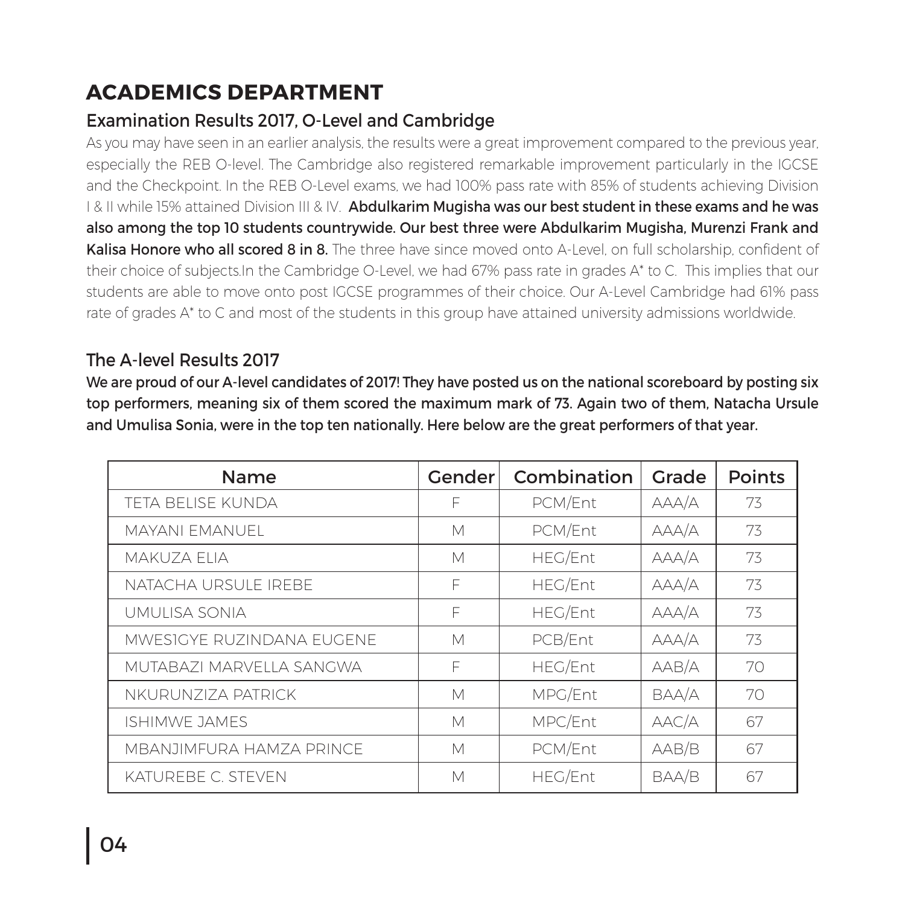# ACADEMICS DEPARTMENT

## Examination Results 2017, O-Level and Cambridge

As you may have seen in an earlier analysis, the results were a great improvement compared to the previous year, especially the REB O-level. The Cambridge also registered remarkable improvement particularly in the IGCSE and the Checkpoint. In the REB O-Level exams, we had 100% pass rate with 85% of students achieving Division I & II while 15% attained Division III & IV. **Abdulkarim Mugisha was our best student in these exams and he was also among the top 10 students countrywide. Our best three were Abdulkarim Mugisha, Murenzi Frank and Kalisa Honore who all scored 8 in 8.** The three have since moved onto A-Level, on full scholarship, confident of their choice of subjects.In the Cambridge O-Level, we had 67% pass rate in grades A* to C. This implies that our students are able to move onto post IGCSE programmes of their choice. Our A-Level Cambridge had 61% pass rate of grades A* to C and most of the students in this group have attained university admissions worldwide.

## The A-level Results 2017

**We are proud of our A-level candidates of 2017! They have posted us on the national scoreboard by posting six top performers, meaning six of them scored the maximum mark of 73. Again two of them, Natacha Ursule and Umulisa Sonia, were in the top ten nationally. Here below are the great performers of that year.**

| Name | Gender | Combination | Grade | Points |
|---|---|---|---|---|
| TETA BELISE KUNDA | F | PCM/Ent | AAA/A | 73 |
| MAYANI EMANUEL | M | PCM/Ent | AAA/A | 73 |
| MAKUZA ELIA | M | HEG/Ent | AAA/A | 73 |
| NATACHA URSULE IREBE | F | HEG/Ent | AAA/A | 73 |
| UMULISA SONIA | F | HEG/Ent | AAA/A | 73 |
| MWESIGYE RUZINDANA EUGENE | M | PCB/Ent | AAA/A | 73 |
| MUTABAZI MARVELLA SANGWA | F | HEG/Ent | AAB/A | 70 |
| NKURUNZIZA PATRICK | M | MPG/Ent | BAA/A | 70 |
| ISHIMWE JAMES | M | MPC/Ent | AAC/A | 67 |
| MBANJIMFURA HAMZA PRINCE | M | PCM/Ent | AAB/B | 67 |
| KATUREBE C. STEVEN | M | HEG/Ent | BAA/B | 67 |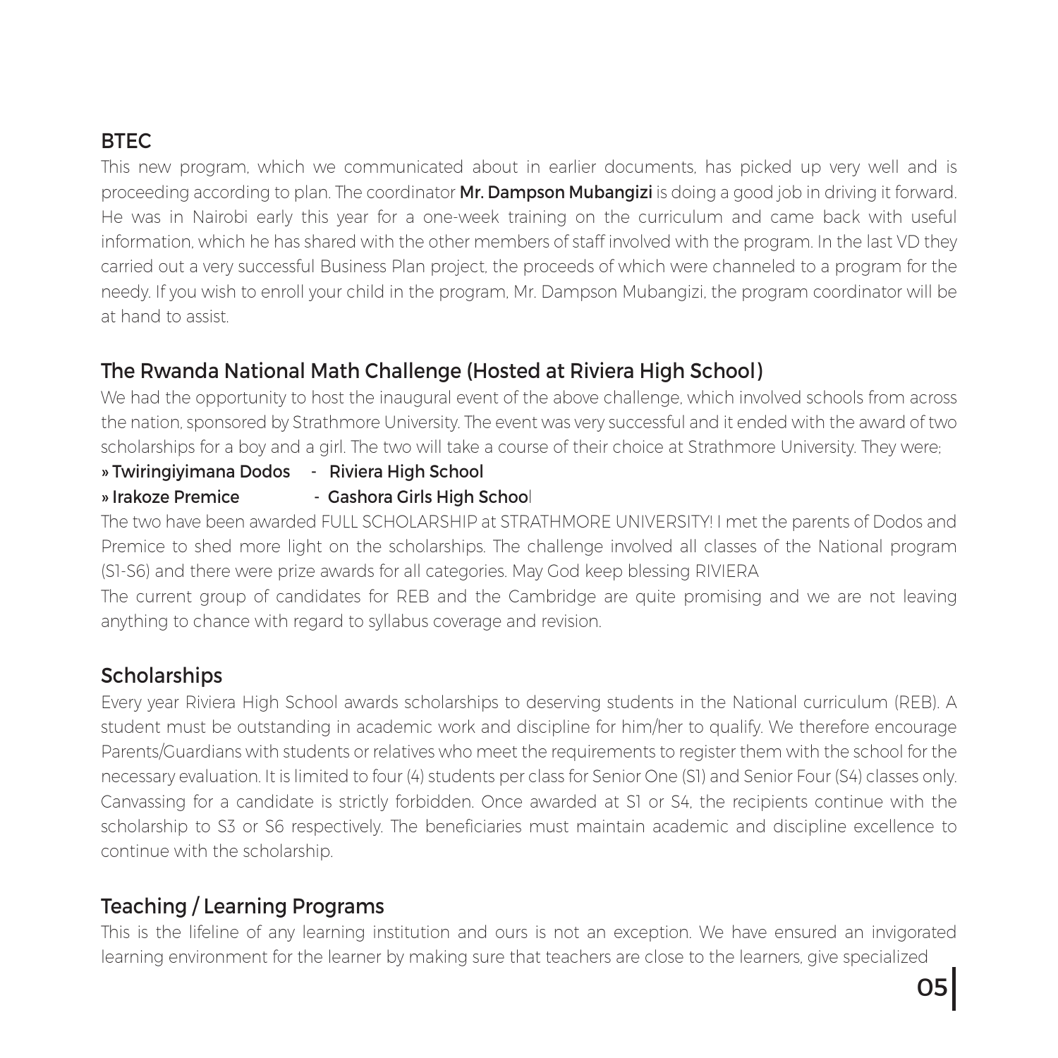## BTEC

This new program, which we communicated about in earlier documents, has picked up very well and is proceeding according to plan. The coordinator **Mr. Dampson Mubangizi** is doing a good job in driving it forward. He was in Nairobi early this year for a one-week training on the curriculum and came back with useful information, which he has shared with the other members of staff involved with the program. In the last VD they carried out a very successful Business Plan project, the proceeds of which were channeled to a program for the needy. If you wish to enroll your child in the program, Mr. Dampson Mubangizi, the program coordinator will be at hand to assist.

## The Rwanda National Math Challenge (Hosted at Riviera High School)

We had the opportunity to host the inaugural event of the above challenge, which involved schools from across the nation, sponsored by Strathmore University. The event was very successful and it ended with the award of two scholarships for a boy and a girl. The two will take a course of their choice at Strathmore University. They were;

» **Twiringiyimana Dodos - Riviera High School**

» **Irakoze Premice - Gashora Girls High School**

The two have been awarded FULL SCHOLARSHIP at STRATHMORE UNIVERSITY! I met the parents of Dodos and Premice to shed more light on the scholarships. The challenge involved all classes of the National program (S1-S6) and there were prize awards for all categories. May God keep blessing RIVIERA

The current group of candidates for REB and the Cambridge are quite promising and we are not leaving anything to chance with regard to syllabus coverage and revision.

## Scholarships

Every year Riviera High School awards scholarships to deserving students in the National curriculum (REB). A student must be outstanding in academic work and discipline for him/her to qualify. We therefore encourage Parents/Guardians with students or relatives who meet the requirements to register them with the school for the necessary evaluation. It is limited to four (4) students per class for Senior One (S1) and Senior Four (S4) classes only. Canvassing for a candidate is strictly forbidden. Once awarded at S1 or S4, the recipients continue with the scholarship to S3 or S6 respectively. The beneficiaries must maintain academic and discipline excellence to continue with the scholarship.

## Teaching / Learning Programs

This is the lifeline of any learning institution and ours is not an exception. We have ensured an invigorated learning environment for the learner by making sure that teachers are close to the learners, give specialized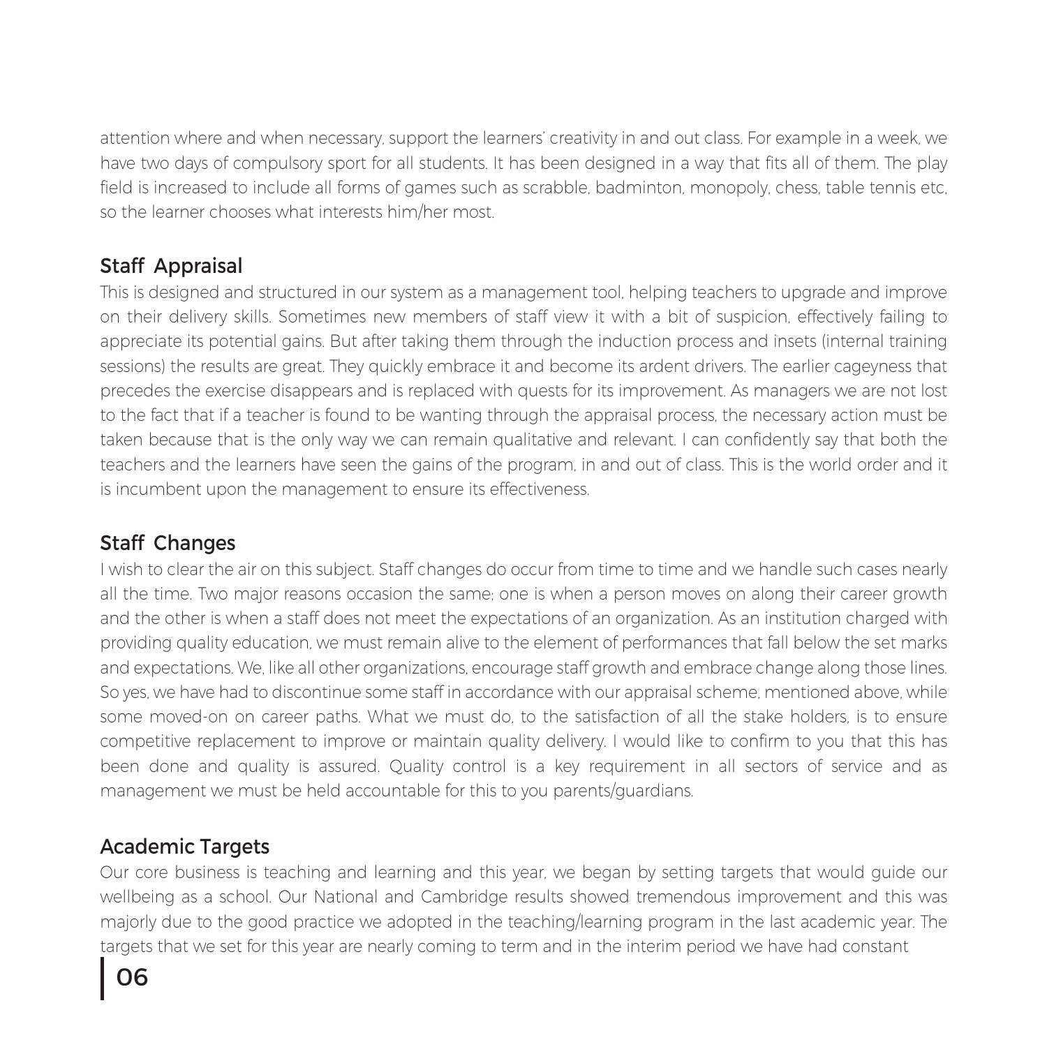attention where and when necessary, support the learners' creativity in and out class. For example in a week, we have two days of compulsory sport for all students. It has been designed in a way that fits all of them. The play field is increased to include all forms of games such as scrabble, badminton, monopoly, chess, table tennis etc, so the learner chooses what interests him/her most.

## Staff Appraisal

This is designed and structured in our system as a management tool, helping teachers to upgrade and improve on their delivery skills. Sometimes new members of staff view it with a bit of suspicion, effectively failing to appreciate its potential gains. But after taking them through the induction process and insets (internal training sessions) the results are great. They quickly embrace it and become its ardent drivers. The earlier cageyness that precedes the exercise disappears and is replaced with quests for its improvement. As managers we are not lost to the fact that if a teacher is found to be wanting through the appraisal process, the necessary action must be taken because that is the only way we can remain qualitative and relevant. I can confidently say that both the teachers and the learners have seen the gains of the program, in and out of class. This is the world order and it is incumbent upon the management to ensure its effectiveness.

## Staff Changes

I wish to clear the air on this subject. Staff changes do occur from time to time and we handle such cases nearly all the time. Two major reasons occasion the same; one is when a person moves on along their career growth and the other is when a staff does not meet the expectations of an organization. As an institution charged with providing quality education, we must remain alive to the element of performances that fall below the set marks and expectations. We, like all other organizations, encourage staff growth and embrace change along those lines. So yes, we have had to discontinue some staff in accordance with our appraisal scheme, mentioned above, while some moved-on on career paths. What we must do, to the satisfaction of all the stake holders, is to ensure competitive replacement to improve or maintain quality delivery. I would like to confirm to you that this has been done and quality is assured. Quality control is a key requirement in all sectors of service and as management we must be held accountable for this to you parents/guardians.

## Academic Targets

Our core business is teaching and learning and this year, we began by setting targets that would guide our wellbeing as a school. Our National and Cambridge results showed tremendous improvement and this was majorly due to the good practice we adopted in the teaching/learning program in the last academic year. The targets that we set for this year are nearly coming to term and in the interim period we have had constant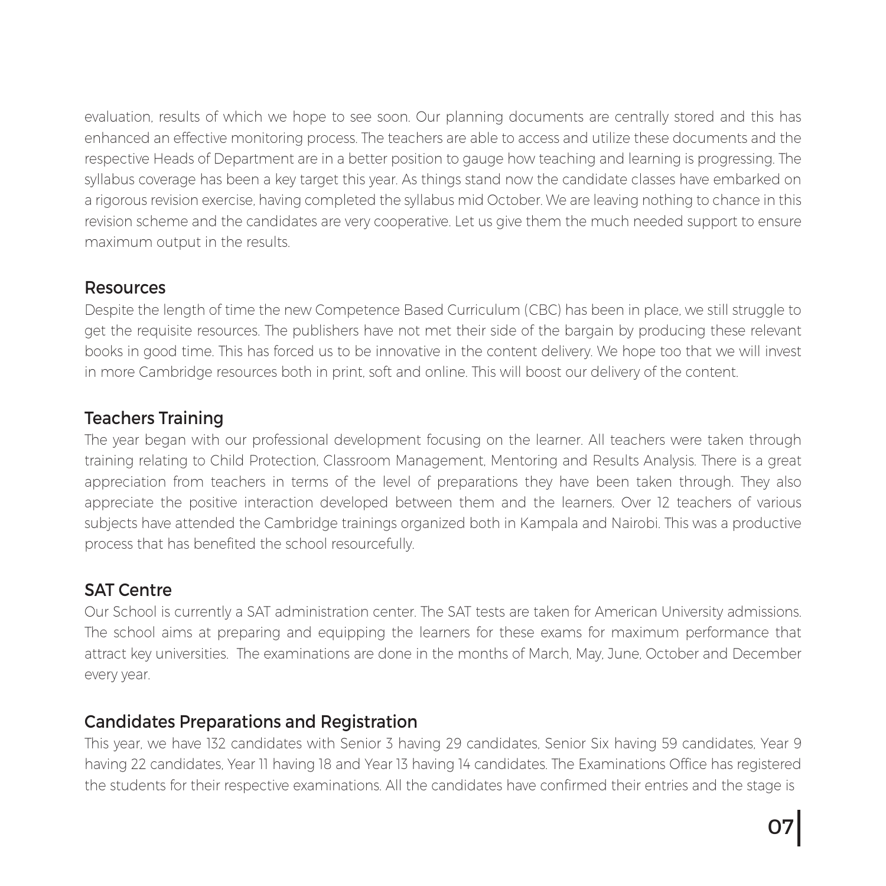evaluation, results of which we hope to see soon. Our planning documents are centrally stored and this has enhanced an effective monitoring process. The teachers are able to access and utilize these documents and the respective Heads of Department are in a better position to gauge how teaching and learning is progressing. The syllabus coverage has been a key target this year. As things stand now the candidate classes have embarked on a rigorous revision exercise, having completed the syllabus mid October. We are leaving nothing to chance in this revision scheme and the candidates are very cooperative. Let us give them the much needed support to ensure maximum output in the results.

## Resources

Despite the length of time the new Competence Based Curriculum (CBC) has been in place, we still struggle to get the requisite resources. The publishers have not met their side of the bargain by producing these relevant books in good time. This has forced us to be innovative in the content delivery. We hope too that we will invest in more Cambridge resources both in print, soft and online. This will boost our delivery of the content.

## Teachers Training

The year began with our professional development focusing on the learner. All teachers were taken through training relating to Child Protection, Classroom Management, Mentoring and Results Analysis. There is a great appreciation from teachers in terms of the level of preparations they have been taken through. They also appreciate the positive interaction developed between them and the learners. Over 12 teachers of various subjects have attended the Cambridge trainings organized both in Kampala and Nairobi. This was a productive process that has benefited the school resourcefully.

## SAT Centre

Our School is currently a SAT administration center. The SAT tests are taken for American University admissions. The school aims at preparing and equipping the learners for these exams for maximum performance that attract key universities. The examinations are done in the months of March, May, June, October and December every year.

## Candidates Preparations and Registration

This year, we have 132 candidates with Senior 3 having 29 candidates, Senior Six having 59 candidates, Year 9 having 22 candidates, Year 11 having 18 and Year 13 having 14 candidates. The Examinations Office has registered the students for their respective examinations. All the candidates have confirmed their entries and the stage is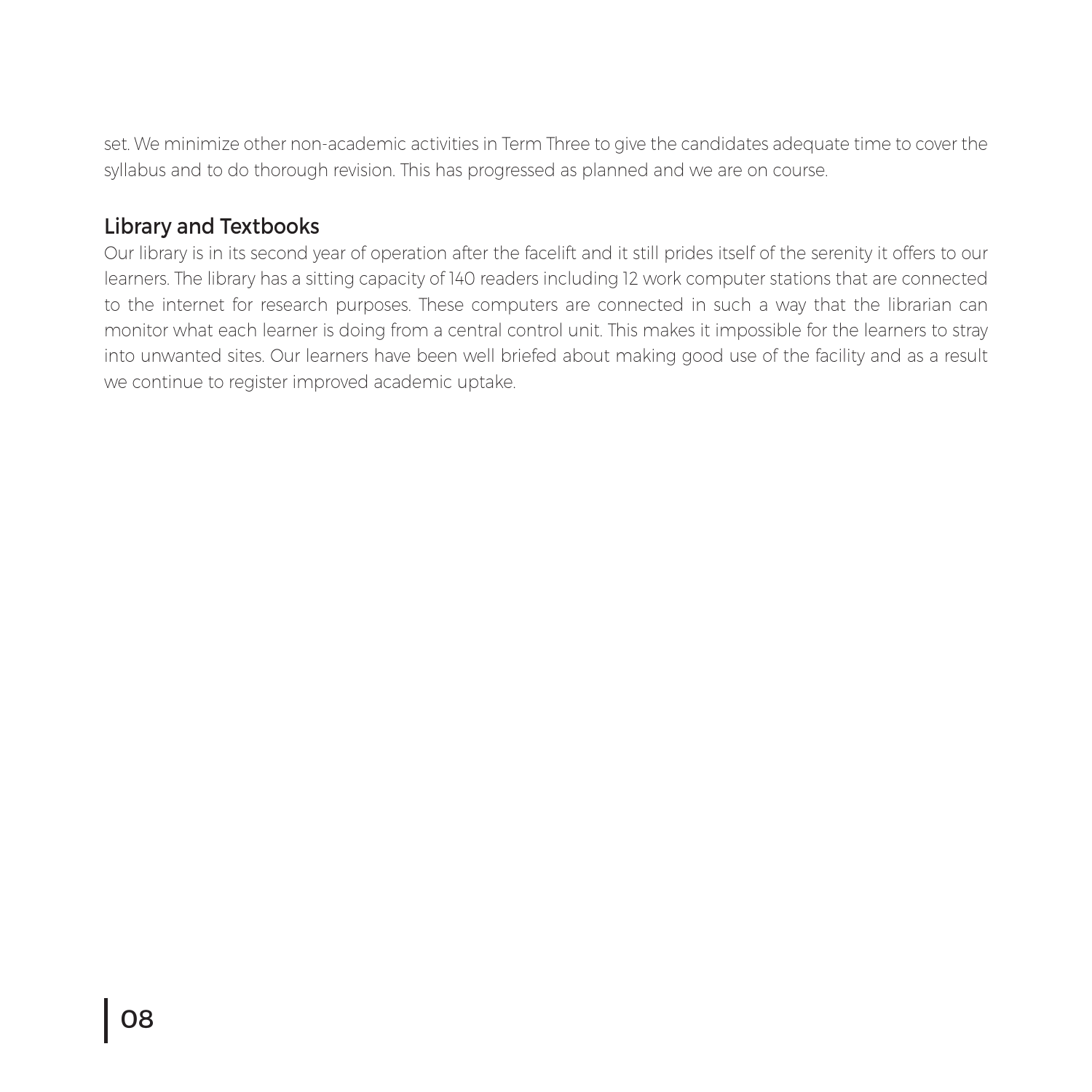set. We minimize other non-academic activities in Term Three to give the candidates adequate time to cover the syllabus and to do thorough revision. This has progressed as planned and we are on course.

## Library and Textbooks

Our library is in its second year of operation after the facelift and it still prides itself of the serenity it offers to our learners. The library has a sitting capacity of 140 readers including 12 work computer stations that are connected to the internet for research purposes. These computers are connected in such a way that the librarian can monitor what each learner is doing from a central control unit. This makes it impossible for the learners to stray into unwanted sites. Our learners have been well briefed about making good use of the facility and as a result we continue to register improved academic uptake.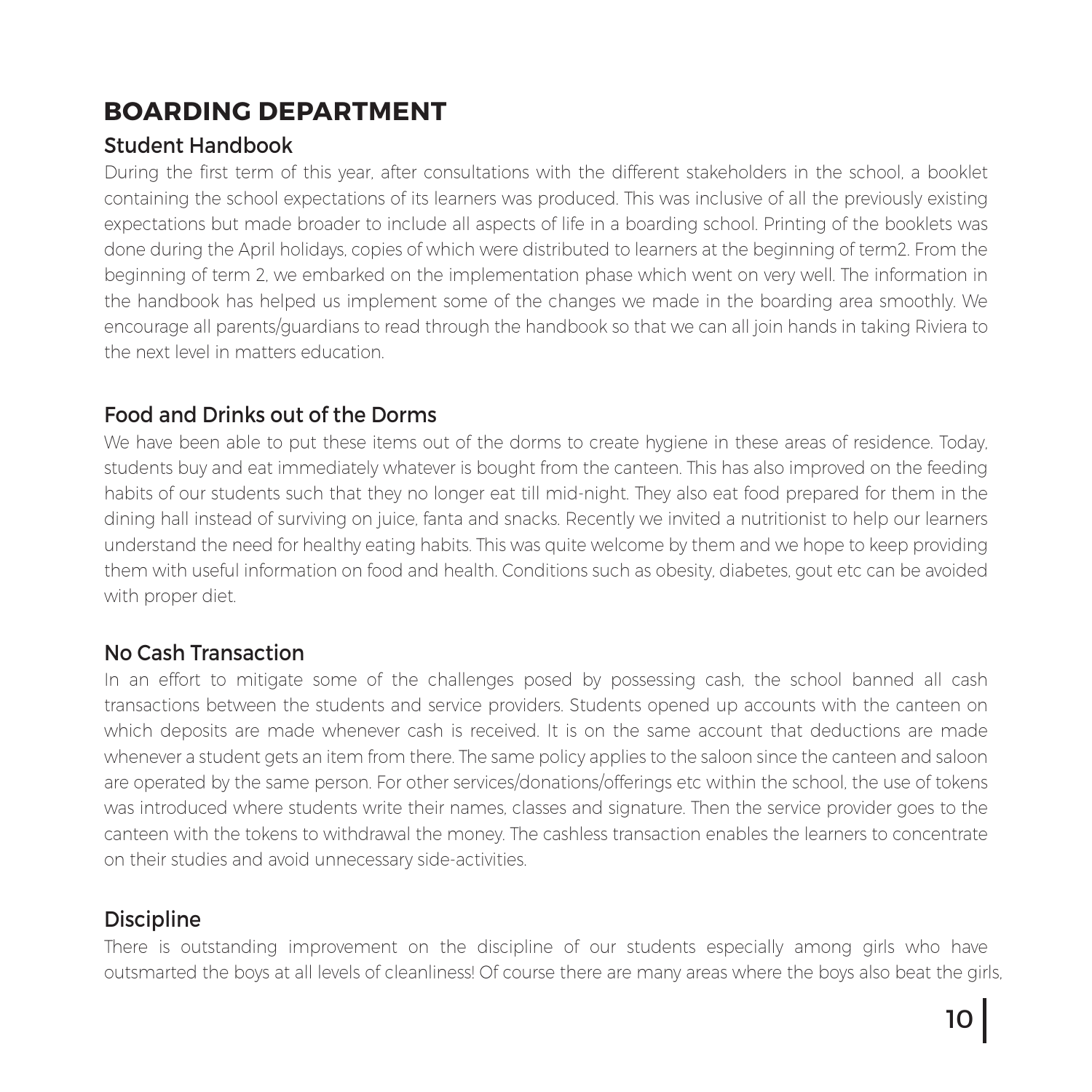# BOARDING DEPARTMENT

## Student Handbook

During the first term of this year, after consultations with the different stakeholders in the school, a booklet containing the school expectations of its learners was produced. This was inclusive of all the previously existing expectations but made broader to include all aspects of life in a boarding school. Printing of the booklets was done during the April holidays, copies of which were distributed to learners at the beginning of term2. From the beginning of term 2, we embarked on the implementation phase which went on very well. The information in the handbook has helped us implement some of the changes we made in the boarding area smoothly. We encourage all parents/guardians to read through the handbook so that we can all join hands in taking Riviera to the next level in matters education.

## Food and Drinks out of the Dorms

We have been able to put these items out of the dorms to create hygiene in these areas of residence. Today, students buy and eat immediately whatever is bought from the canteen. This has also improved on the feeding habits of our students such that they no longer eat till mid-night. They also eat food prepared for them in the dining hall instead of surviving on juice, fanta and snacks. Recently we invited a nutritionist to help our learners understand the need for healthy eating habits. This was quite welcome by them and we hope to keep providing them with useful information on food and health. Conditions such as obesity, diabetes, gout etc can be avoided with proper diet.

## No Cash Transaction

In an effort to mitigate some of the challenges posed by possessing cash, the school banned all cash transactions between the students and service providers. Students opened up accounts with the canteen on which deposits are made whenever cash is received. It is on the same account that deductions are made whenever a student gets an item from there. The same policy applies to the saloon since the canteen and saloon are operated by the same person. For other services/donations/offerings etc within the school, the use of tokens was introduced where students write their names, classes and signature. Then the service provider goes to the canteen with the tokens to withdrawal the money. The cashless transaction enables the learners to concentrate on their studies and avoid unnecessary side-activities.

## Discipline

There is outstanding improvement on the discipline of our students especially among girls who have outsmarted the boys at all levels of cleanliness! Of course there are many areas where the boys also beat the girls,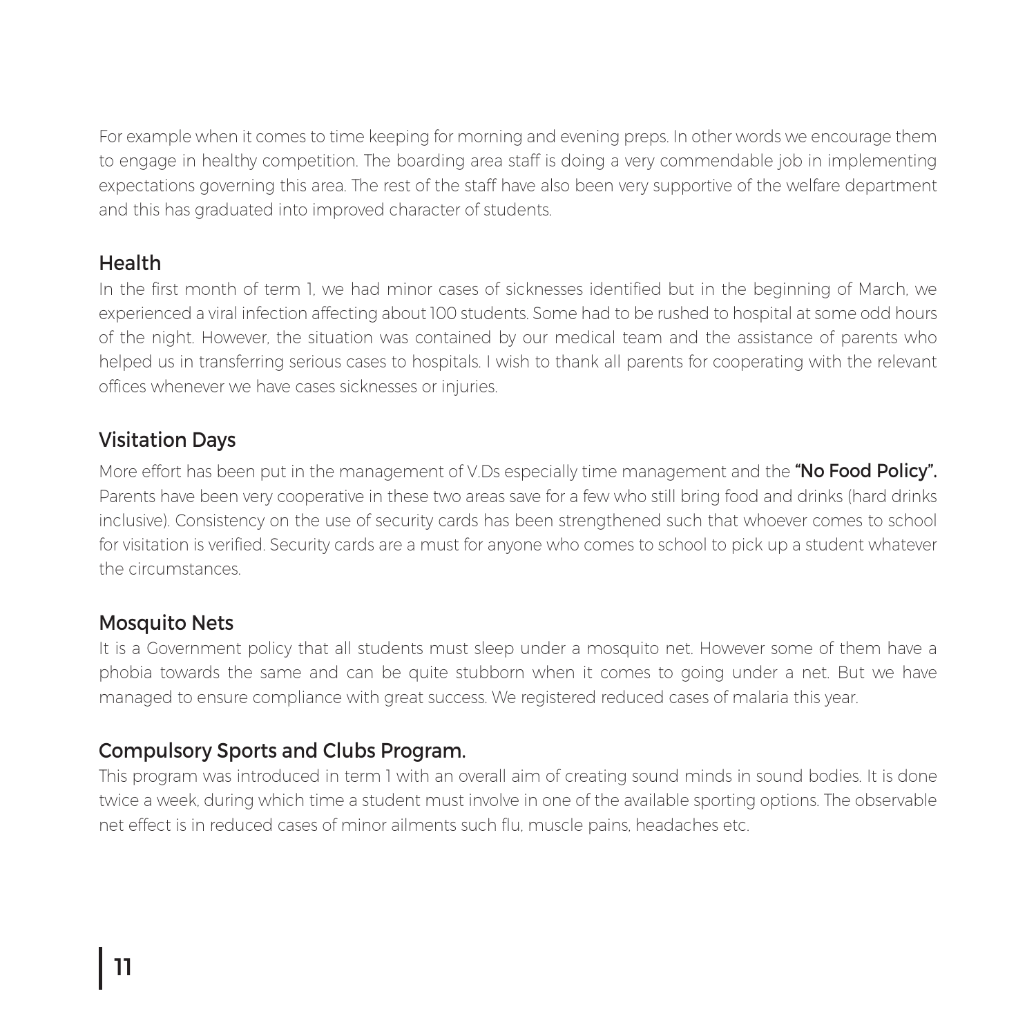For example when it comes to time keeping for morning and evening preps. In other words we encourage them to engage in healthy competition. The boarding area staff is doing a very commendable job in implementing expectations governing this area. The rest of the staff have also been very supportive of the welfare department and this has graduated into improved character of students.

## Health

In the first month of term 1, we had minor cases of sicknesses identified but in the beginning of March, we experienced a viral infection affecting about 100 students. Some had to be rushed to hospital at some odd hours of the night. However, the situation was contained by our medical team and the assistance of parents who helped us in transferring serious cases to hospitals. I wish to thank all parents for cooperating with the relevant offices whenever we have cases sicknesses or injuries.

## Visitation Days

More effort has been put in the management of V.Ds especially time management and the **"No Food Policy".** Parents have been very cooperative in these two areas save for a few who still bring food and drinks (hard drinks inclusive). Consistency on the use of security cards has been strengthened such that whoever comes to school for visitation is verified. Security cards are a must for anyone who comes to school to pick up a student whatever the circumstances.

## Mosquito Nets

It is a Government policy that all students must sleep under a mosquito net. However some of them have a phobia towards the same and can be quite stubborn when it comes to going under a net. But we have managed to ensure compliance with great success. We registered reduced cases of malaria this year.

## Compulsory Sports and Clubs Program.

This program was introduced in term 1 with an overall aim of creating sound minds in sound bodies. It is done twice a week, during which time a student must involve in one of the available sporting options. The observable net effect is in reduced cases of minor ailments such flu, muscle pains, headaches etc.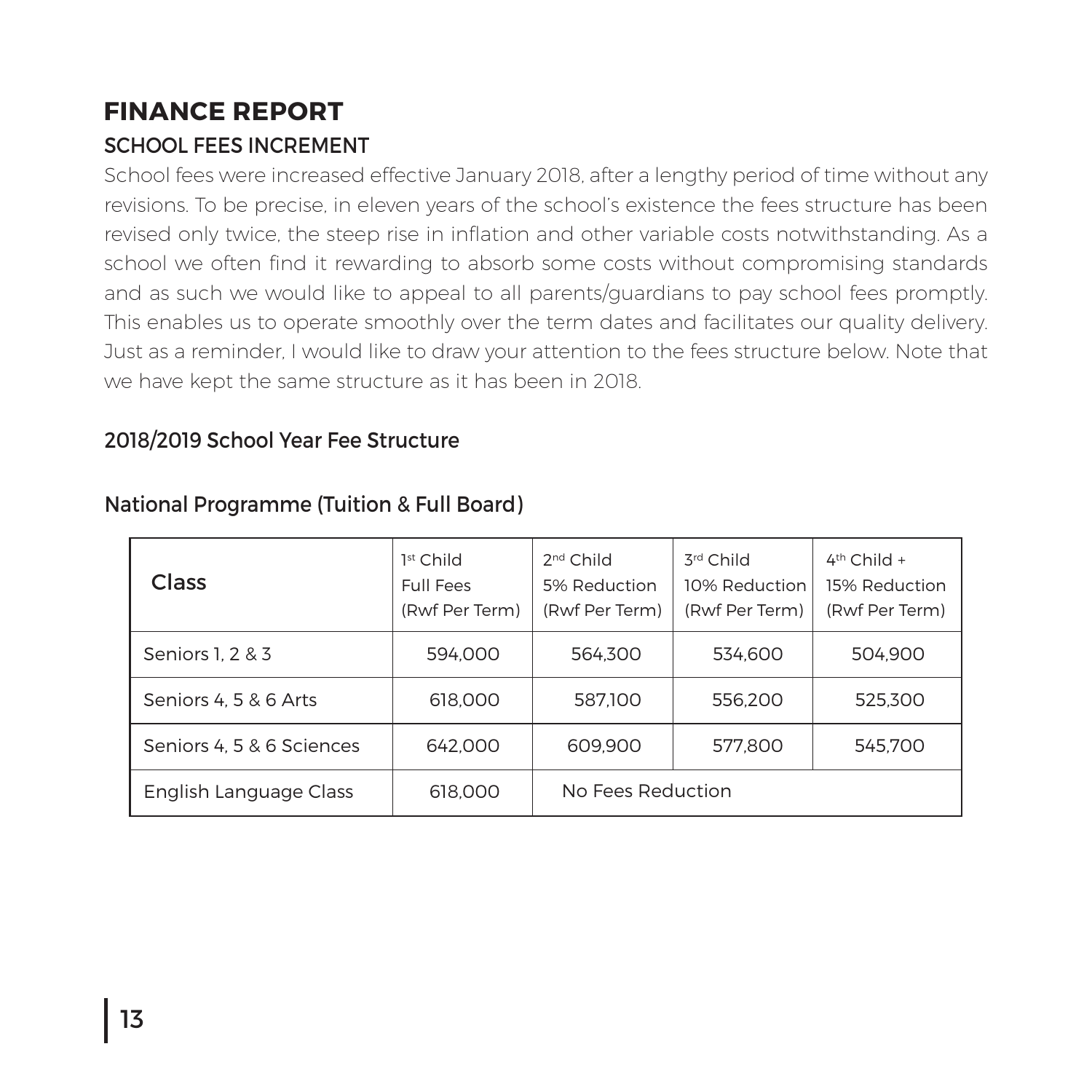# FINANCE REPORT

## SCHOOL FEES INCREMENT

School fees were increased effective January 2018, after a lengthy period of time without any revisions. To be precise, in eleven years of the school's existence the fees structure has been revised only twice, the steep rise in inflation and other variable costs notwithstanding. As a school we often find it rewarding to absorb some costs without compromising standards and as such we would like to appeal to all parents/guardians to pay school fees promptly. This enables us to operate smoothly over the term dates and facilitates our quality delivery. Just as a reminder, I would like to draw your attention to the fees structure below. Note that we have kept the same structure as it has been in 2018.

### 2018/2019 School Year Fee Structure

### National Programme (Tuition & Full Board)

| Class | 1st Child Full Fees (Rwf Per Term) | 2nd Child 5% Reduction (Rwf Per Term) | 3rd Child 10% Reduction (Rwf Per Term) | 4th Child + 15% Reduction (Rwf Per Term) |
|---|---|---|---|---|
| Seniors 1, 2 & 3 | 594,000 | 564,300 | 534,600 | 504,900 |
| Seniors 4, 5 & 6 Arts | 618,000 | 587,100 | 556,200 | 525,300 |
| Seniors 4, 5 & 6 Sciences | 642,000 | 609,900 | 577,800 | 545,700 |
| English Language Class | 618,000 | No Fees Reduction | | |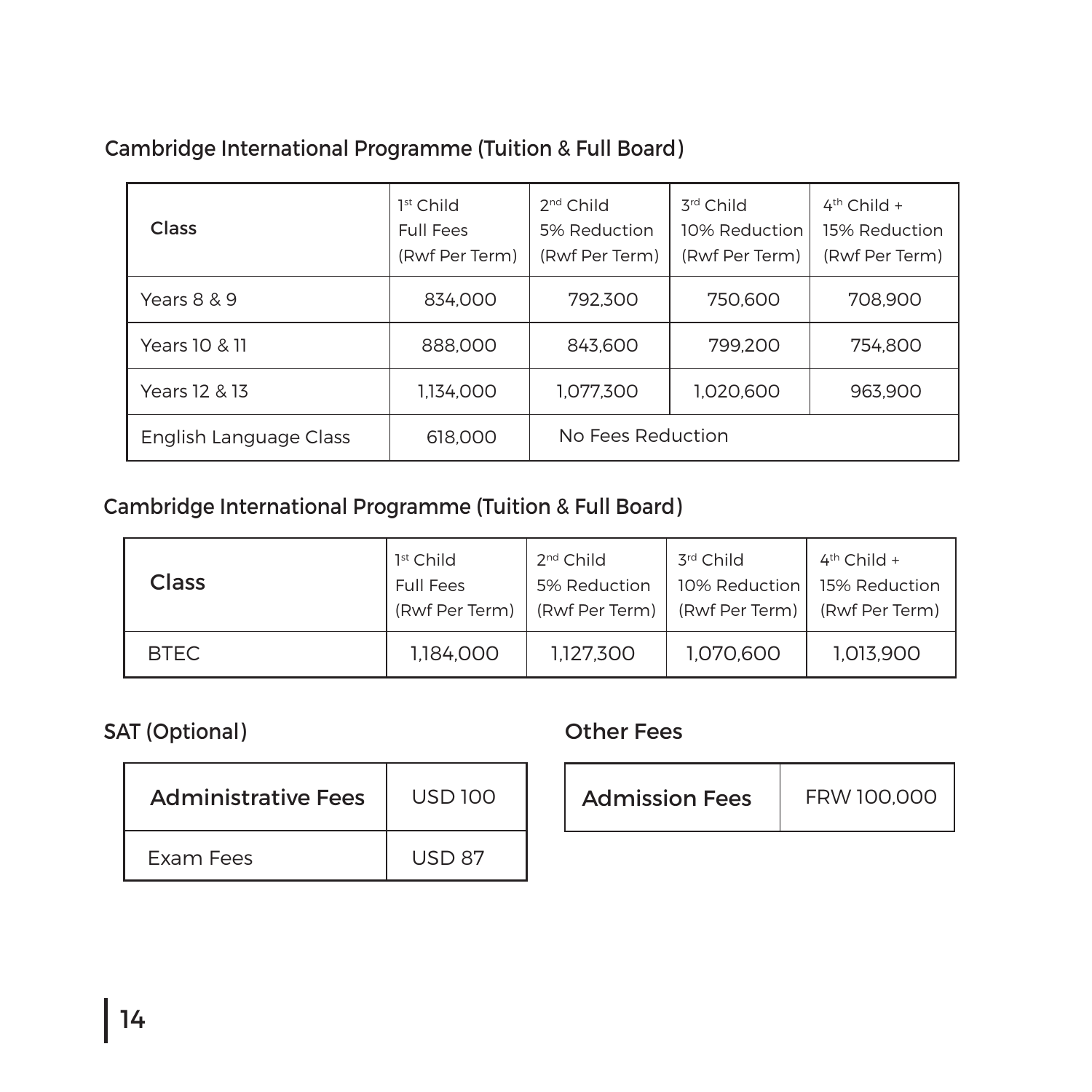## Cambridge International Programme (Tuition & Full Board)

| Class | 1st Child Full Fees (Rwf Per Term) | 2nd Child 5% Reduction (Rwf Per Term) | 3rd Child 10% Reduction (Rwf Per Term) | 4th Child + 15% Reduction (Rwf Per Term) |
| --- | --- | --- | --- | --- |
| Years 8 & 9 | 834,000 | 792,300 | 750,600 | 708,900 |
| Years 10 & 11 | 888,000 | 843,600 | 799,200 | 754,800 |
| Years 12 & 13 | 1,134,000 | 1,077,300 | 1,020,600 | 963,900 |
| English Language Class | 618,000 | No Fees Reduction | | |

## Cambridge International Programme (Tuition & Full Board)

| Class | 1st Child Full Fees (Rwf Per Term) | 2nd Child 5% Reduction (Rwf Per Term) | 3rd Child 10% Reduction (Rwf Per Term) | 4th Child + 15% Reduction (Rwf Per Term) |
| --- | --- | --- | --- | --- |
| BTEC | 1,184,000 | 1,127,300 | 1,070,600 | 1,013,900 |

## SAT (Optional)

| Administrative Fees | USD 100 |
| --- | --- |
| Exam Fees | USD 87 |

## Other Fees

| Admission Fees | FRW 100,000 |
| --- | --- |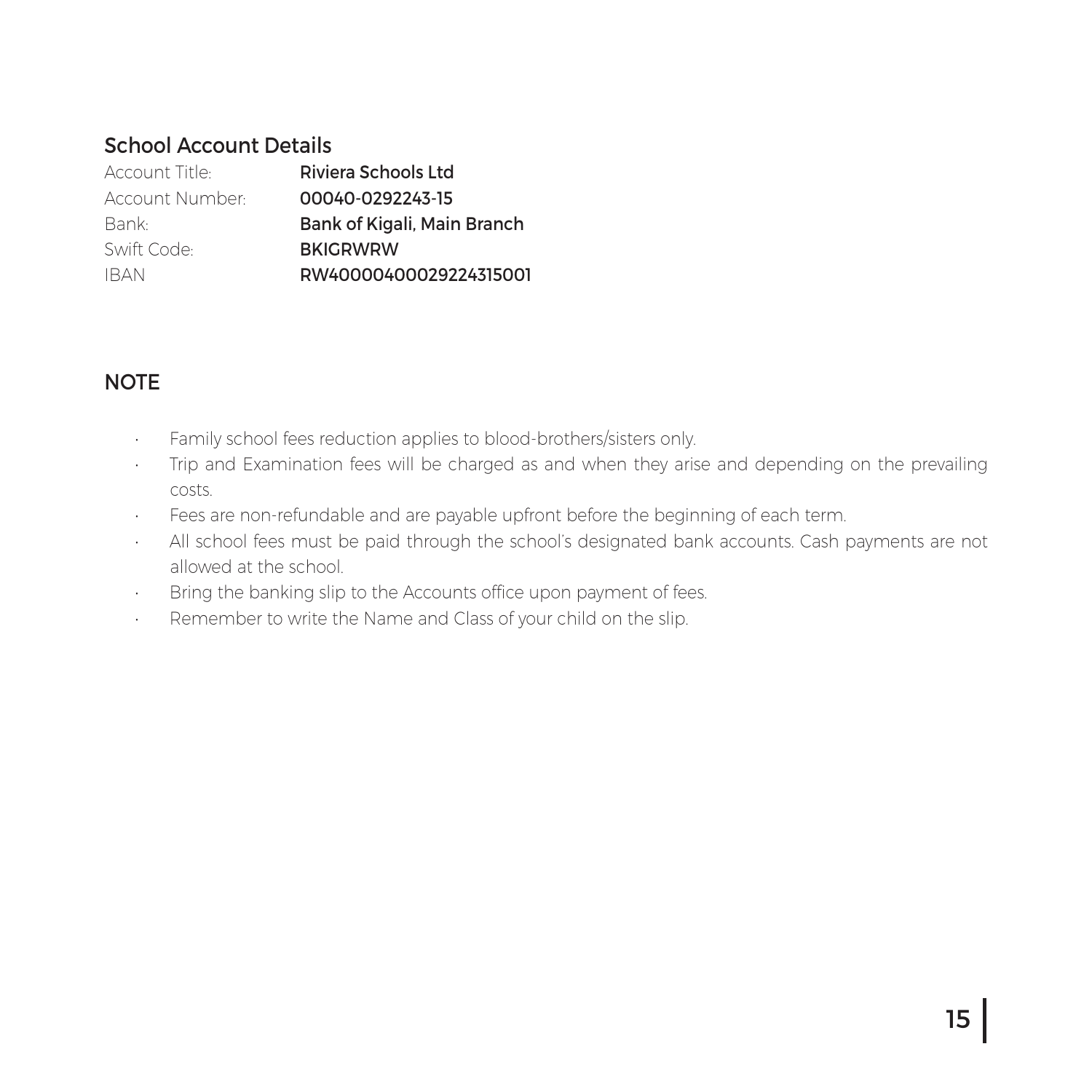## School Account Details

| | |
|---|---|
| Account Title: | **Riviera Schools Ltd** |
| Account Number: | **00040-0292243-15** |
| Bank: | **Bank of Kigali, Main Branch** |
| Swift Code: | **BKIGRWRW** |
| IBAN | **RW4000040002922431500​1** |

## NOTE

- Family school fees reduction applies to blood-brothers/sisters only.
- Trip and Examination fees will be charged as and when they arise and depending on the prevailing costs.
- Fees are non-refundable and are payable upfront before the beginning of each term.
- All school fees must be paid through the school's designated bank accounts. Cash payments are not allowed at the school.
- Bring the banking slip to the Accounts office upon payment of fees.
- Remember to write the Name and Class of your child on the slip.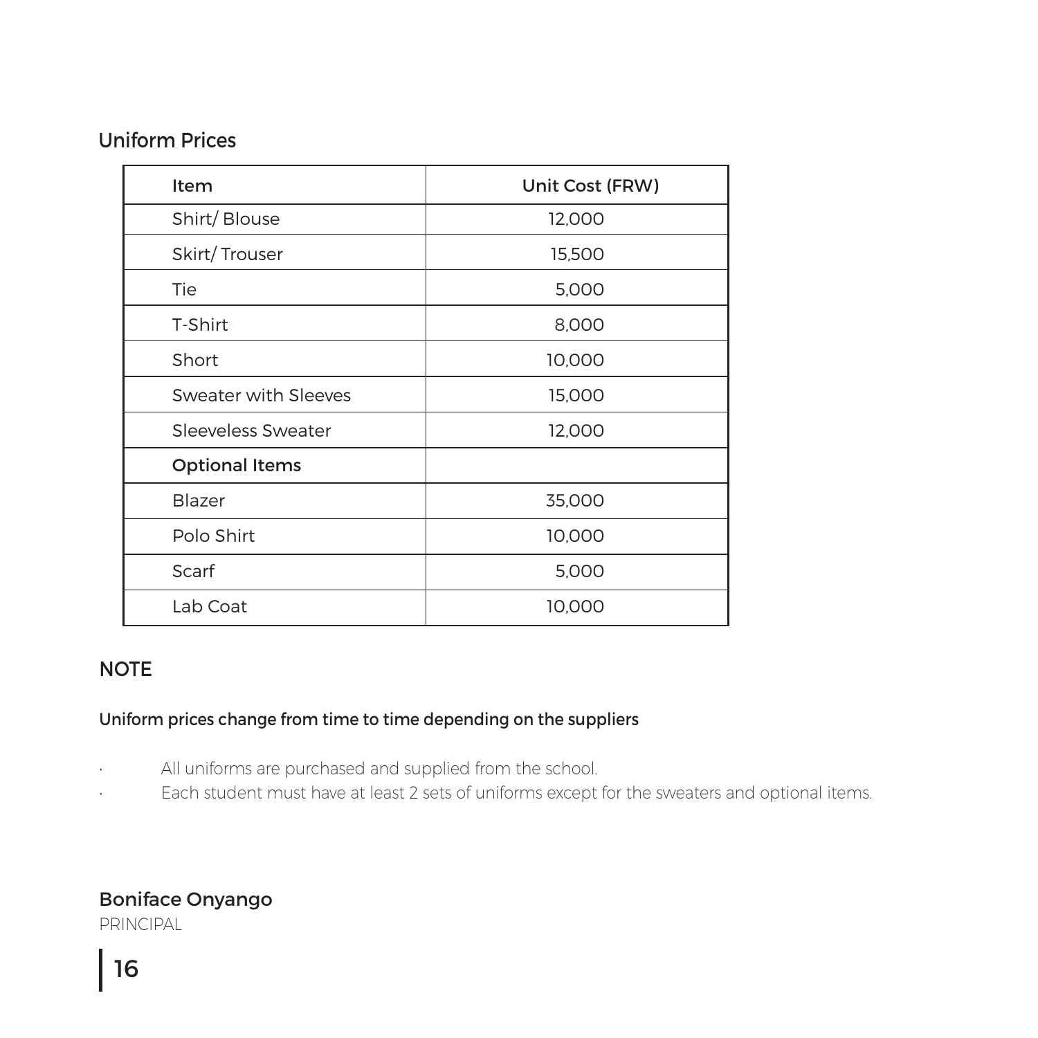## Uniform Prices

| Item | Unit Cost (FRW) |
| --- | --- |
| Shirt/ Blouse | 12,000 |
| Skirt/ Trouser | 15,500 |
| Tie | 5,000 |
| T-Shirt | 8,000 |
| Short | 10,000 |
| Sweater with Sleeves | 15,000 |
| Sleeveless Sweater | 12,000 |
| **Optional Items** | |
| Blazer | 35,000 |
| Polo Shirt | 10,000 |
| Scarf | 5,000 |
| Lab Coat | 10,000 |

## NOTE

Uniform prices change from time to time depending on the suppliers

- All uniforms are purchased and supplied from the school.
- Each student must have at least 2 sets of uniforms except for the sweaters and optional items.

Boniface Onyango

PRINCIPAL